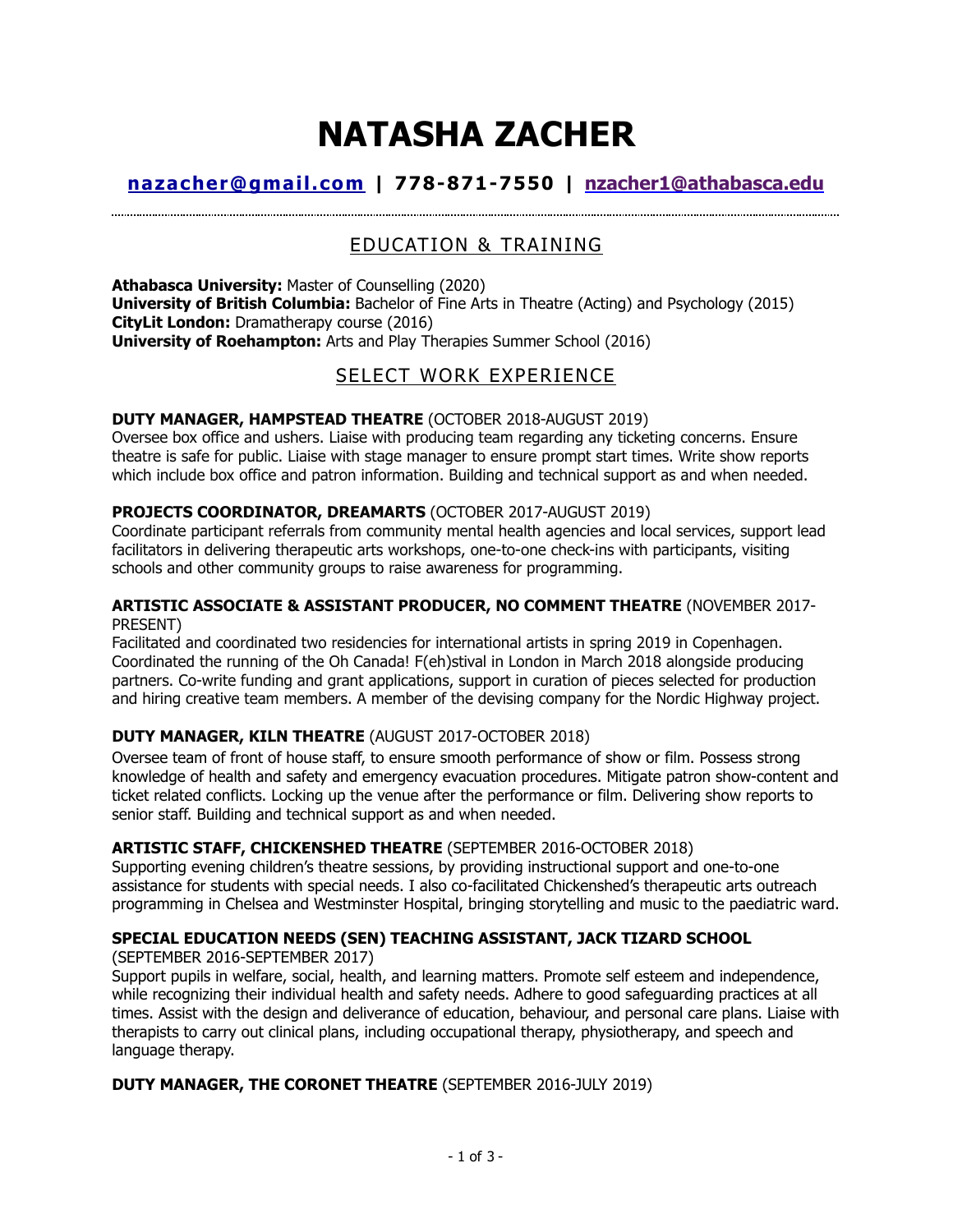# NATASHA ZACHER

**nazacher@gmail.com | 778-871-7550 | nzacher1@athabasca.edu**

## EDUCATION & TRAINING

**Athabasca University:** Master of Counselling (2020)
**University of British Columbia:** Bachelor of Fine Arts in Theatre (Acting) and Psychology (2015)
**CityLit London:** Dramatherapy course (2016)
**University of Roehampton:** Arts and Play Therapies Summer School (2016)

## SELECT WORK EXPERIENCE

**DUTY MANAGER, HAMPSTEAD THEATRE** (OCTOBER 2018-AUGUST 2019)
Oversee box office and ushers. Liaise with producing team regarding any ticketing concerns. Ensure theatre is safe for public. Liaise with stage manager to ensure prompt start times. Write show reports which include box office and patron information. Building and technical support as and when needed.

**PROJECTS COORDINATOR, DREAMARTS** (OCTOBER 2017-AUGUST 2019)
Coordinate participant referrals from community mental health agencies and local services, support lead facilitators in delivering therapeutic arts workshops, one-to-one check-ins with participants, visiting schools and other community groups to raise awareness for programming.

**ARTISTIC ASSOCIATE & ASSISTANT PRODUCER, NO COMMENT THEATRE** (NOVEMBER 2017-PRESENT)
Facilitated and coordinated two residencies for international artists in spring 2019 in Copenhagen. Coordinated the running of the Oh Canada! F(eh)stival in London in March 2018 alongside producing partners. Co-write funding and grant applications, support in curation of pieces selected for production and hiring creative team members. A member of the devising company for the Nordic Highway project.

**DUTY MANAGER, KILN THEATRE** (AUGUST 2017-OCTOBER 2018)
Oversee team of front of house staff, to ensure smooth performance of show or film. Possess strong knowledge of health and safety and emergency evacuation procedures. Mitigate patron show-content and ticket related conflicts. Locking up the venue after the performance or film. Delivering show reports to senior staff. Building and technical support as and when needed.

**ARTISTIC STAFF, CHICKENSHED THEATRE** (SEPTEMBER 2016-OCTOBER 2018)
Supporting evening children's theatre sessions, by providing instructional support and one-to-one assistance for students with special needs. I also co-facilitated Chickenshed's therapeutic arts outreach programming in Chelsea and Westminster Hospital, bringing storytelling and music to the paediatric ward.

**SPECIAL EDUCATION NEEDS (SEN) TEACHING ASSISTANT, JACK TIZARD SCHOOL** (SEPTEMBER 2016-SEPTEMBER 2017)
Support pupils in welfare, social, health, and learning matters. Promote self esteem and independence, while recognizing their individual health and safety needs. Adhere to good safeguarding practices at all times. Assist with the design and deliverance of education, behaviour, and personal care plans. Liaise with therapists to carry out clinical plans, including occupational therapy, physiotherapy, and speech and language therapy.

**DUTY MANAGER, THE CORONET THEATRE** (SEPTEMBER 2016-JULY 2019)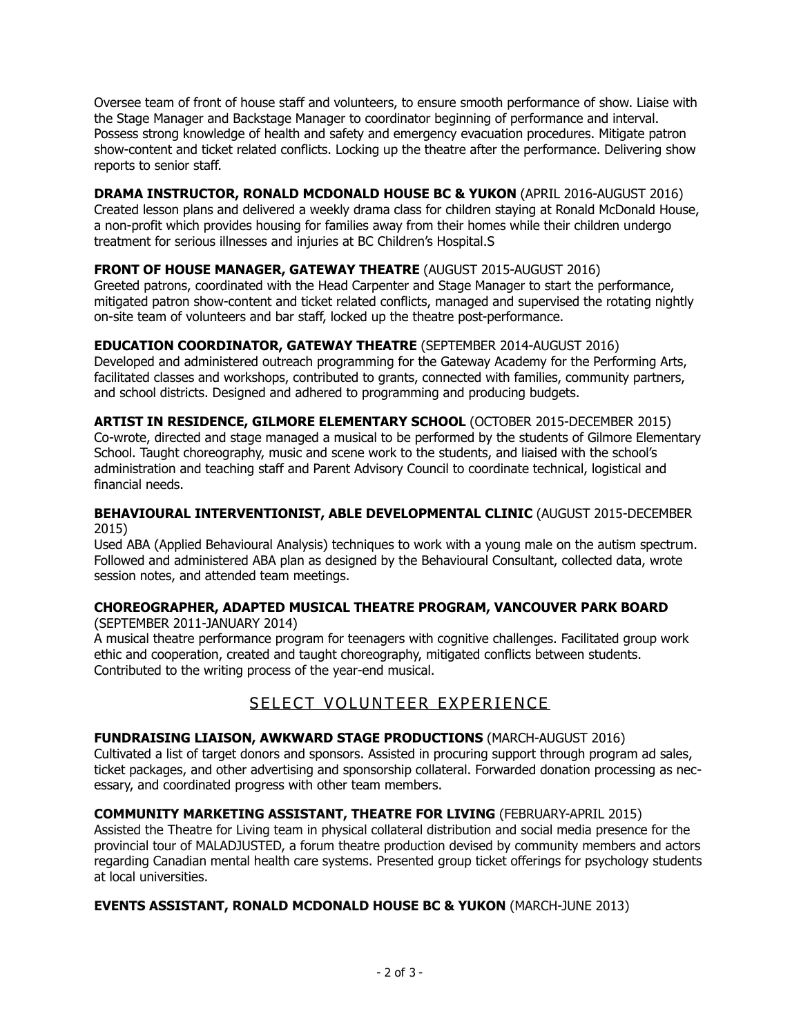Oversee team of front of house staff and volunteers, to ensure smooth performance of show. Liaise with the Stage Manager and Backstage Manager to coordinator beginning of performance and interval. Possess strong knowledge of health and safety and emergency evacuation procedures. Mitigate patron show-content and ticket related conflicts. Locking up the theatre after the performance. Delivering show reports to senior staff.

**DRAMA INSTRUCTOR, RONALD MCDONALD HOUSE BC & YUKON** (APRIL 2016-AUGUST 2016)
Created lesson plans and delivered a weekly drama class for children staying at Ronald McDonald House, a non-profit which provides housing for families away from their homes while their children undergo treatment for serious illnesses and injuries at BC Children's Hospital.S

**FRONT OF HOUSE MANAGER, GATEWAY THEATRE** (AUGUST 2015-AUGUST 2016)
Greeted patrons, coordinated with the Head Carpenter and Stage Manager to start the performance, mitigated patron show-content and ticket related conflicts, managed and supervised the rotating nightly on-site team of volunteers and bar staff, locked up the theatre post-performance.

**EDUCATION COORDINATOR, GATEWAY THEATRE** (SEPTEMBER 2014-AUGUST 2016)
Developed and administered outreach programming for the Gateway Academy for the Performing Arts, facilitated classes and workshops, contributed to grants, connected with families, community partners, and school districts. Designed and adhered to programming and producing budgets.

**ARTIST IN RESIDENCE, GILMORE ELEMENTARY SCHOOL** (OCTOBER 2015-DECEMBER 2015)
Co-wrote, directed and stage managed a musical to be performed by the students of Gilmore Elementary School. Taught choreography, music and scene work to the students, and liaised with the school's administration and teaching staff and Parent Advisory Council to coordinate technical, logistical and financial needs.

**BEHAVIOURAL INTERVENTIONIST, ABLE DEVELOPMENTAL CLINIC** (AUGUST 2015-DECEMBER 2015)
Used ABA (Applied Behavioural Analysis) techniques to work with a young male on the autism spectrum. Followed and administered ABA plan as designed by the Behavioural Consultant, collected data, wrote session notes, and attended team meetings.

**CHOREOGRAPHER, ADAPTED MUSICAL THEATRE PROGRAM, VANCOUVER PARK BOARD** (SEPTEMBER 2011-JANUARY 2014)
A musical theatre performance program for teenagers with cognitive challenges. Facilitated group work ethic and cooperation, created and taught choreography, mitigated conflicts between students. Contributed to the writing process of the year-end musical.

## SELECT VOLUNTEER EXPERIENCE

**FUNDRAISING LIAISON, AWKWARD STAGE PRODUCTIONS** (MARCH-AUGUST 2016)
Cultivated a list of target donors and sponsors. Assisted in procuring support through program ad sales, ticket packages, and other advertising and sponsorship collateral. Forwarded donation processing as necessary, and coordinated progress with other team members.

**COMMUNITY MARKETING ASSISTANT, THEATRE FOR LIVING** (FEBRUARY-APRIL 2015)
Assisted the Theatre for Living team in physical collateral distribution and social media presence for the provincial tour of MALADJUSTED, a forum theatre production devised by community members and actors regarding Canadian mental health care systems. Presented group ticket offerings for psychology students at local universities.

**EVENTS ASSISTANT, RONALD MCDONALD HOUSE BC & YUKON** (MARCH-JUNE 2013)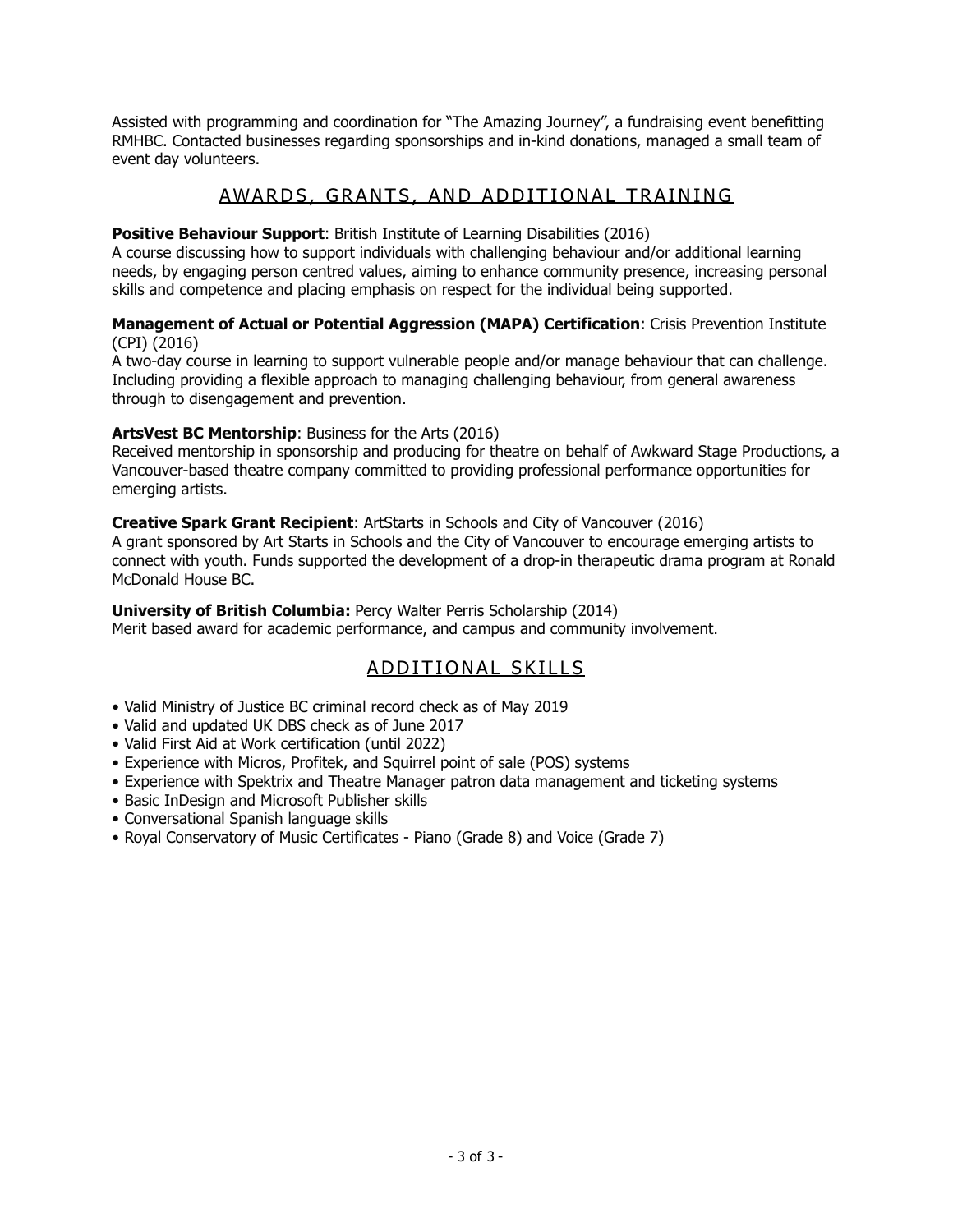Assisted with programming and coordination for "The Amazing Journey", a fundraising event benefitting RMHBC. Contacted businesses regarding sponsorships and in-kind donations, managed a small team of event day volunteers.

## AWARDS, GRANTS, AND ADDITIONAL TRAINING

**Positive Behaviour Support**: British Institute of Learning Disabilities (2016)
A course discussing how to support individuals with challenging behaviour and/or additional learning needs, by engaging person centred values, aiming to enhance community presence, increasing personal skills and competence and placing emphasis on respect for the individual being supported.

**Management of Actual or Potential Aggression (MAPA) Certification**: Crisis Prevention Institute (CPI) (2016)
A two-day course in learning to support vulnerable people and/or manage behaviour that can challenge. Including providing a flexible approach to managing challenging behaviour, from general awareness through to disengagement and prevention.

**ArtsVest BC Mentorship**: Business for the Arts (2016)
Received mentorship in sponsorship and producing for theatre on behalf of Awkward Stage Productions, a Vancouver-based theatre company committed to providing professional performance opportunities for emerging artists.

**Creative Spark Grant Recipient**: ArtStarts in Schools and City of Vancouver (2016)
A grant sponsored by Art Starts in Schools and the City of Vancouver to encourage emerging artists to connect with youth. Funds supported the development of a drop-in therapeutic drama program at Ronald McDonald House BC.

**University of British Columbia:** Percy Walter Perris Scholarship (2014)
Merit based award for academic performance, and campus and community involvement.

## ADDITIONAL SKILLS

- Valid Ministry of Justice BC criminal record check as of May 2019
- Valid and updated UK DBS check as of June 2017
- Valid First Aid at Work certification (until 2022)
- Experience with Micros, Profitek, and Squirrel point of sale (POS) systems
- Experience with Spektrix and Theatre Manager patron data management and ticketing systems
- Basic InDesign and Microsoft Publisher skills
- Conversational Spanish language skills
- Royal Conservatory of Music Certificates - Piano (Grade 8) and Voice (Grade 7)